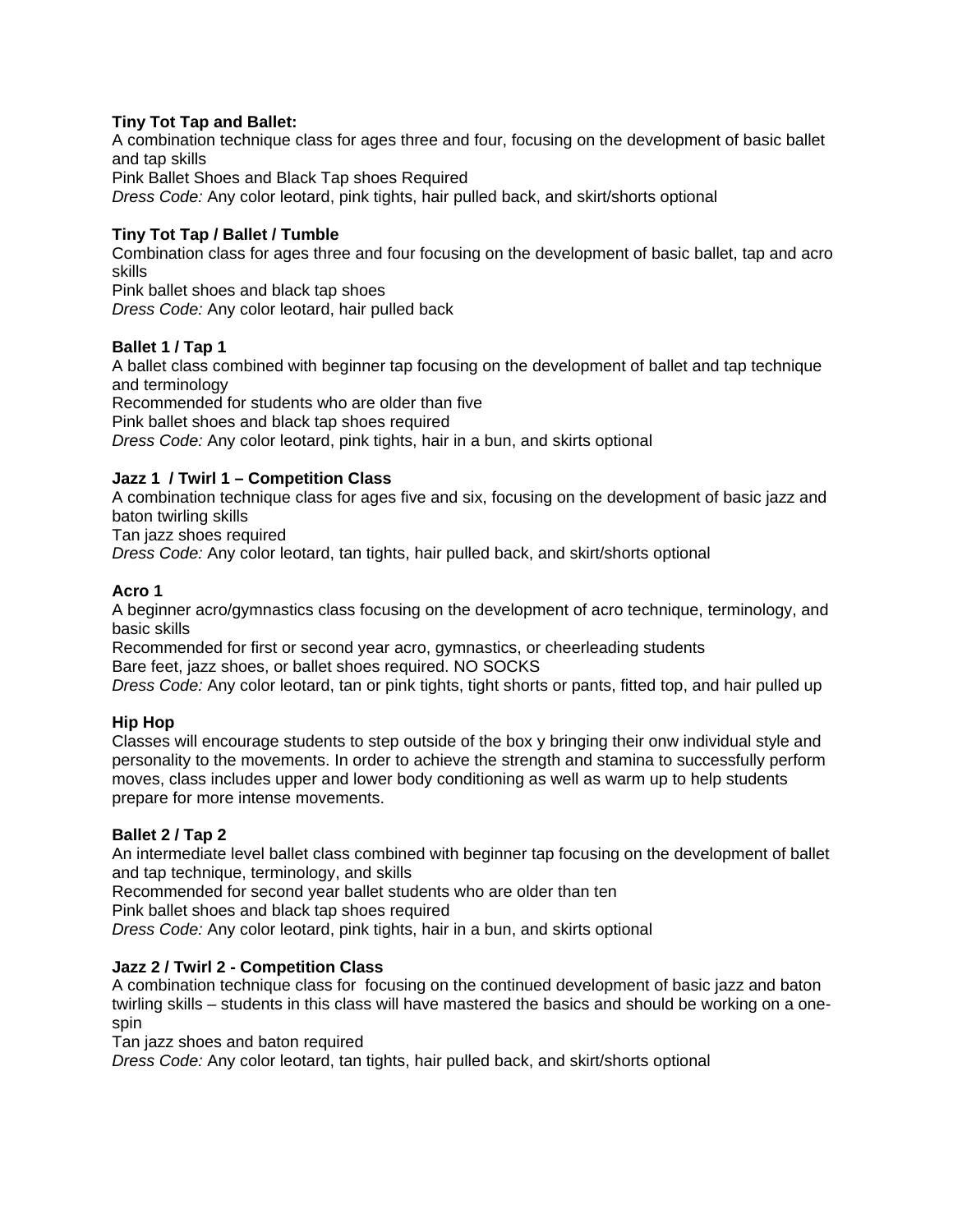**Tiny Tot Tap and Ballet:**
A combination technique class for ages three and four, focusing on the development of basic ballet and tap skills
Pink Ballet Shoes and Black Tap shoes Required
*Dress Code:* Any color leotard, pink tights, hair pulled back, and skirt/shorts optional

**Tiny Tot Tap / Ballet / Tumble**
Combination class for ages three and four focusing on the development of basic ballet, tap and acro skills
Pink ballet shoes and black tap shoes
*Dress Code:* Any color leotard, hair pulled back

**Ballet 1 / Tap 1**
A ballet class combined with beginner tap focusing on the development of ballet and tap technique and terminology
Recommended for students who are older than five
Pink ballet shoes and black tap shoes required
*Dress Code:* Any color leotard, pink tights, hair in a bun, and skirts optional

**Jazz 1 / Twirl 1 – Competition Class**
A combination technique class for ages five and six, focusing on the development of basic jazz and baton twirling skills
Tan jazz shoes required
*Dress Code:* Any color leotard, tan tights, hair pulled back, and skirt/shorts optional

**Acro 1**
A beginner acro/gymnastics class focusing on the development of acro technique, terminology, and basic skills
Recommended for first or second year acro, gymnastics, or cheerleading students
Bare feet, jazz shoes, or ballet shoes required. NO SOCKS
*Dress Code:* Any color leotard, tan or pink tights, tight shorts or pants, fitted top, and hair pulled up

**Hip Hop**
Classes will encourage students to step outside of the box y bringing their onw individual style and personality to the movements. In order to achieve the strength and stamina to successfully perform moves, class includes upper and lower body conditioning as well as warm up to help students prepare for more intense movements.

**Ballet 2 / Tap 2**
An intermediate level ballet class combined with beginner tap focusing on the development of ballet and tap technique, terminology, and skills
Recommended for second year ballet students who are older than ten
Pink ballet shoes and black tap shoes required
*Dress Code:* Any color leotard, pink tights, hair in a bun, and skirts optional

**Jazz 2 / Twirl 2 - Competition Class**
A combination technique class for focusing on the continued development of basic jazz and baton twirling skills – students in this class will have mastered the basics and should be working on a one-spin
Tan jazz shoes and baton required
*Dress Code:* Any color leotard, tan tights, hair pulled back, and skirt/shorts optional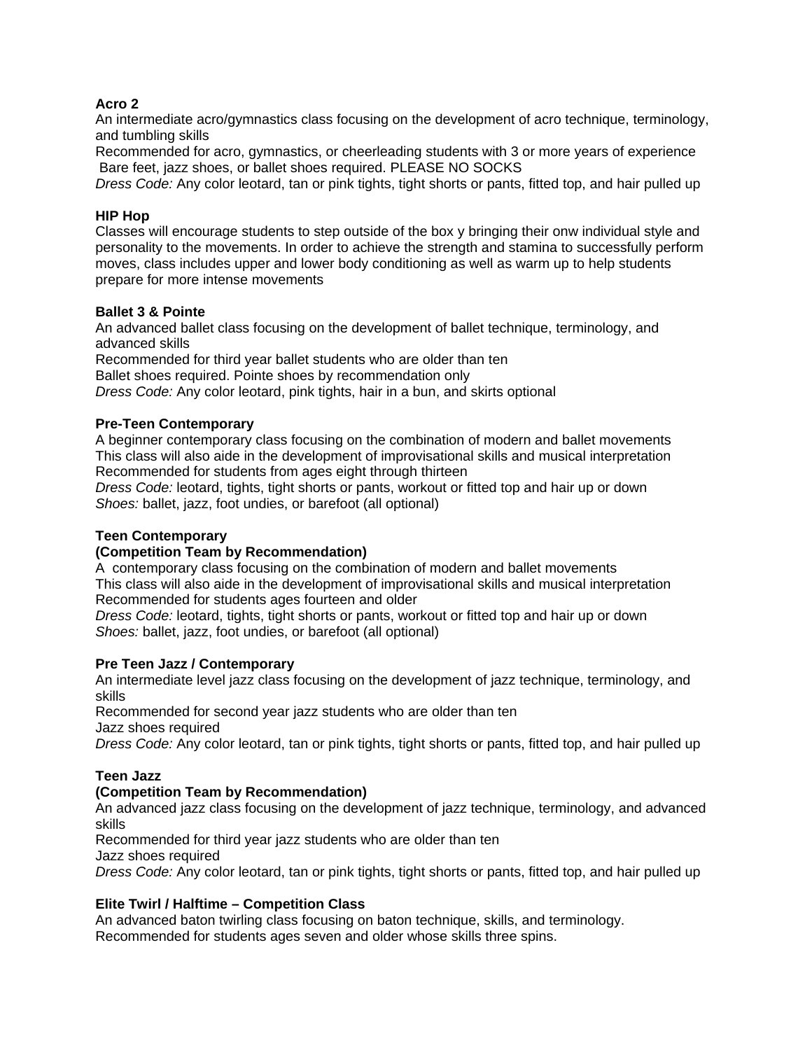**Acro 2**
An intermediate acro/gymnastics class focusing on the development of acro technique, terminology, and tumbling skills
Recommended for acro, gymnastics, or cheerleading students with 3 or more years of experience
Bare feet, jazz shoes, or ballet shoes required. PLEASE NO SOCKS
*Dress Code:* Any color leotard, tan or pink tights, tight shorts or pants, fitted top, and hair pulled up

**HIP Hop**
Classes will encourage students to step outside of the box y bringing their onw individual style and personality to the movements. In order to achieve the strength and stamina to successfully perform moves, class includes upper and lower body conditioning as well as warm up to help students prepare for more intense movements

**Ballet 3 & Pointe**
An advanced ballet class focusing on the development of ballet technique, terminology, and advanced skills
Recommended for third year ballet students who are older than ten
Ballet shoes required. Pointe shoes by recommendation only
*Dress Code:* Any color leotard, pink tights, hair in a bun, and skirts optional

**Pre-Teen Contemporary**
A beginner contemporary class focusing on the combination of modern and ballet movements
This class will also aide in the development of improvisational skills and musical interpretation
Recommended for students from ages eight through thirteen
*Dress Code:* leotard, tights, tight shorts or pants, workout or fitted top and hair up or down
*Shoes:* ballet, jazz, foot undies, or barefoot (all optional)

**Teen Contemporary**
**(Competition Team by Recommendation)**
A contemporary class focusing on the combination of modern and ballet movements
This class will also aide in the development of improvisational skills and musical interpretation
Recommended for students ages fourteen and older
*Dress Code:* leotard, tights, tight shorts or pants, workout or fitted top and hair up or down
*Shoes:* ballet, jazz, foot undies, or barefoot (all optional)

**Pre Teen Jazz / Contemporary**
An intermediate level jazz class focusing on the development of jazz technique, terminology, and skills
Recommended for second year jazz students who are older than ten
Jazz shoes required
*Dress Code:* Any color leotard, tan or pink tights, tight shorts or pants, fitted top, and hair pulled up

**Teen Jazz**
**(Competition Team by Recommendation)**
An advanced jazz class focusing on the development of jazz technique, terminology, and advanced skills
Recommended for third year jazz students who are older than ten
Jazz shoes required
*Dress Code:* Any color leotard, tan or pink tights, tight shorts or pants, fitted top, and hair pulled up

**Elite Twirl / Halftime – Competition Class**
An advanced baton twirling class focusing on baton technique, skills, and terminology.
Recommended for students ages seven and older whose skills three spins.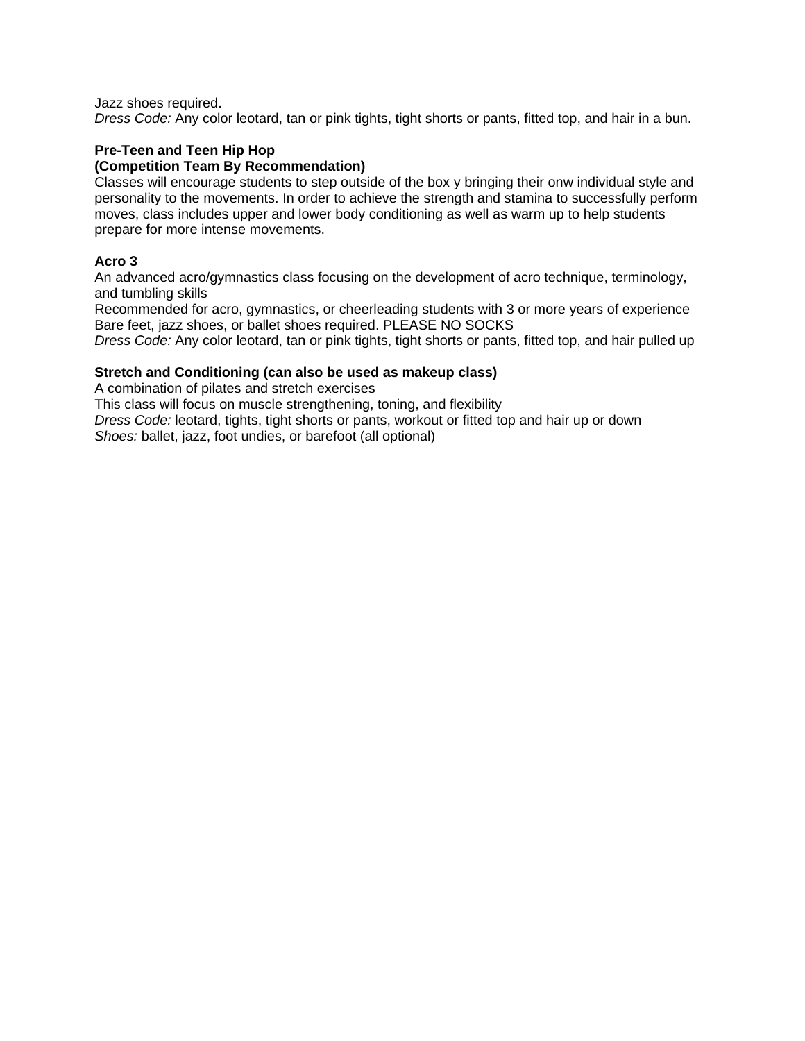Jazz shoes required.
*Dress Code:* Any color leotard, tan or pink tights, tight shorts or pants, fitted top, and hair in a bun.

**Pre-Teen and Teen Hip Hop**
**(Competition Team By Recommendation)**
Classes will encourage students to step outside of the box y bringing their onw individual style and personality to the movements. In order to achieve the strength and stamina to successfully perform moves, class includes upper and lower body conditioning as well as warm up to help students prepare for more intense movements.

**Acro 3**
An advanced acro/gymnastics class focusing on the development of acro technique, terminology, and tumbling skills
Recommended for acro, gymnastics, or cheerleading students with 3 or more years of experience
Bare feet, jazz shoes, or ballet shoes required. PLEASE NO SOCKS
*Dress Code:* Any color leotard, tan or pink tights, tight shorts or pants, fitted top, and hair pulled up

**Stretch and Conditioning (can also be used as makeup class)**
A combination of pilates and stretch exercises
This class will focus on muscle strengthening, toning, and flexibility
*Dress Code:* leotard, tights, tight shorts or pants, workout or fitted top and hair up or down
*Shoes:* ballet, jazz, foot undies, or barefoot (all optional)